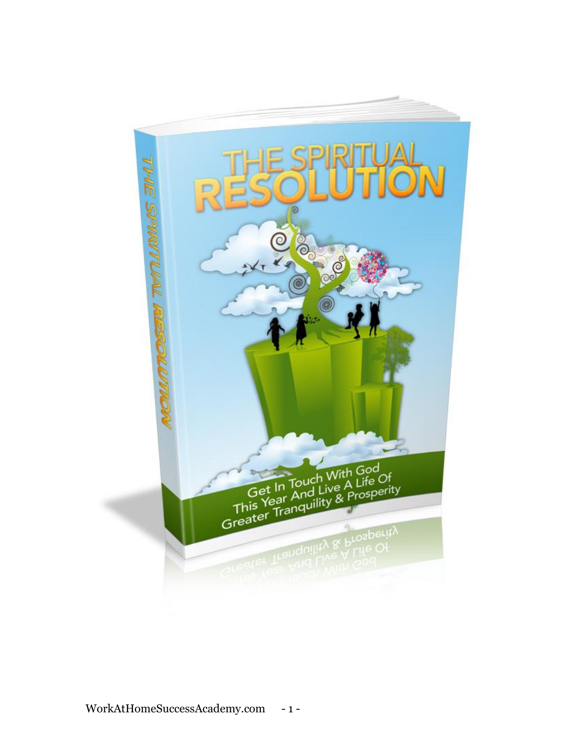# THE SPIRITUAL RESOLUTION

Get In Touch With God This Year And Live A Life Of Greater Tranquility & Prosperity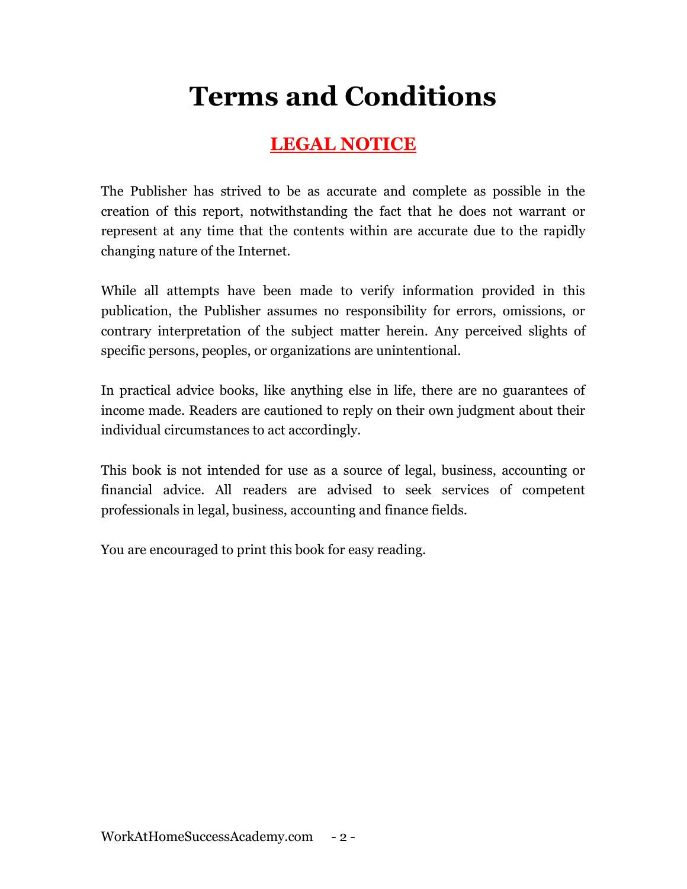# Terms and Conditions

## LEGAL NOTICE

The Publisher has strived to be as accurate and complete as possible in the creation of this report, notwithstanding the fact that he does not warrant or represent at any time that the contents within are accurate due to the rapidly changing nature of the Internet.

While all attempts have been made to verify information provided in this publication, the Publisher assumes no responsibility for errors, omissions, or contrary interpretation of the subject matter herein. Any perceived slights of specific persons, peoples, or organizations are unintentional.

In practical advice books, like anything else in life, there are no guarantees of income made. Readers are cautioned to reply on their own judgment about their individual circumstances to act accordingly.

This book is not intended for use as a source of legal, business, accounting or financial advice. All readers are advised to seek services of competent professionals in legal, business, accounting and finance fields.

You are encouraged to print this book for easy reading.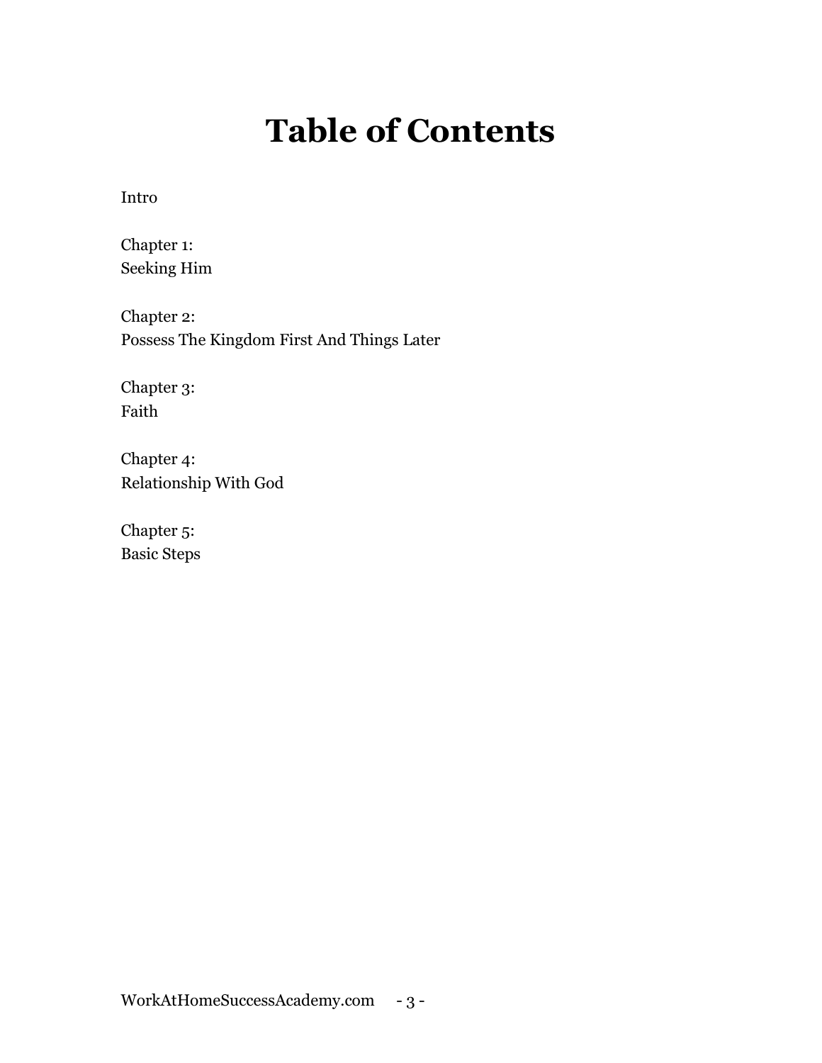# Table of Contents

Intro

Chapter 1:
Seeking Him

Chapter 2:
Possess The Kingdom First And Things Later

Chapter 3:
Faith

Chapter 4:
Relationship With God

Chapter 5:
Basic Steps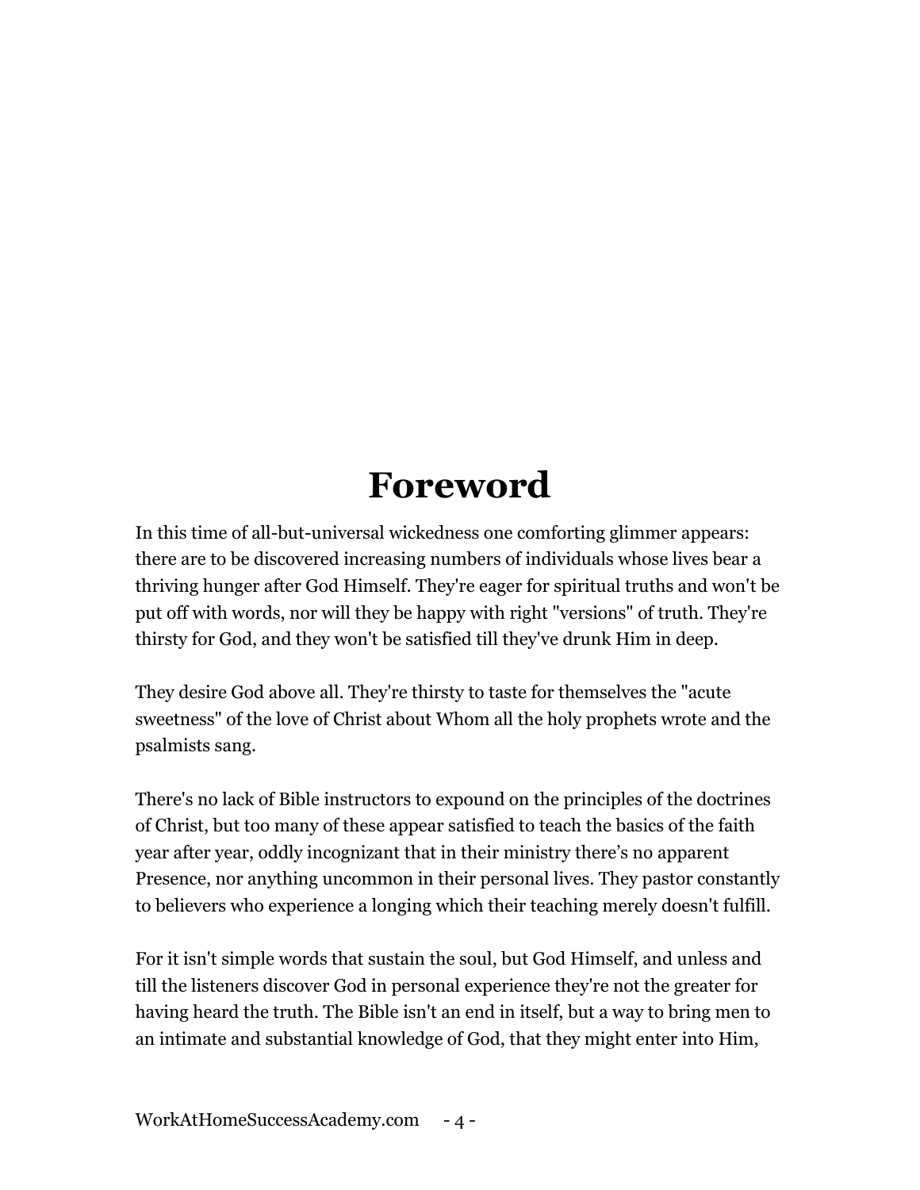# Foreword

In this time of all-but-universal wickedness one comforting glimmer appears: there are to be discovered increasing numbers of individuals whose lives bear a thriving hunger after God Himself. They're eager for spiritual truths and won't be put off with words, nor will they be happy with right "versions" of truth. They're thirsty for God, and they won't be satisfied till they've drunk Him in deep.

They desire God above all. They're thirsty to taste for themselves the "acute sweetness" of the love of Christ about Whom all the holy prophets wrote and the psalmists sang.

There's no lack of Bible instructors to expound on the principles of the doctrines of Christ, but too many of these appear satisfied to teach the basics of the faith year after year, oddly incognizant that in their ministry there's no apparent Presence, nor anything uncommon in their personal lives. They pastor constantly to believers who experience a longing which their teaching merely doesn't fulfill.

For it isn't simple words that sustain the soul, but God Himself, and unless and till the listeners discover God in personal experience they're not the greater for having heard the truth. The Bible isn't an end in itself, but a way to bring men to an intimate and substantial knowledge of God, that they might enter into Him,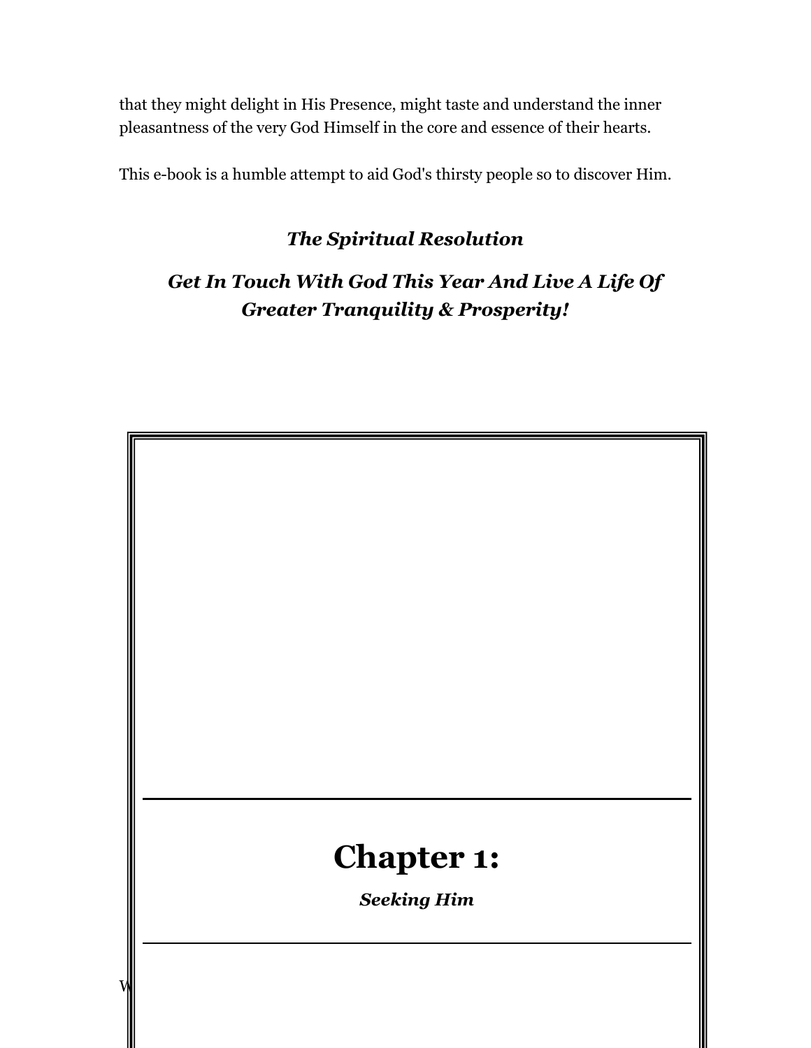that they might delight in His Presence, might taste and understand the inner pleasantness of the very God Himself in the core and essence of their hearts.

This e-book is a humble attempt to aid God's thirsty people so to discover Him.

***The Spiritual Resolution***

***Get In Touch With God This Year And Live A Life Of Greater Tranquility & Prosperity!***

# Chapter 1:

***Seeking Him***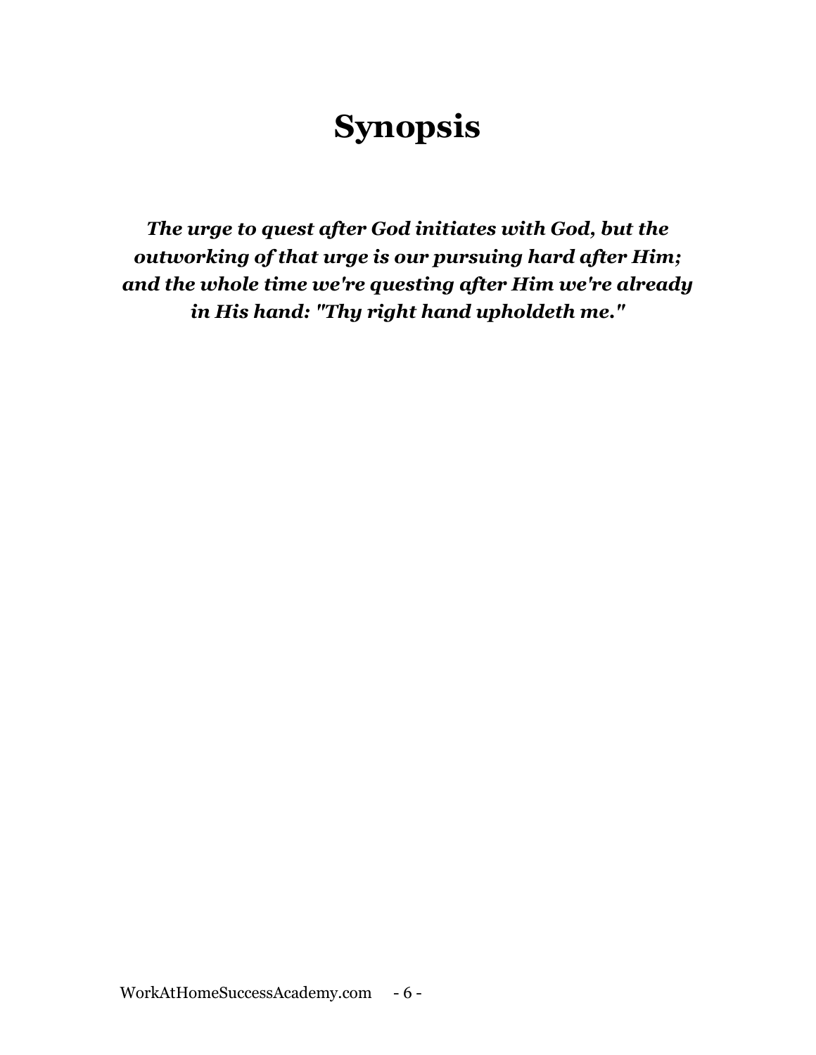# Synopsis

***The urge to quest after God initiates with God, but the outworking of that urge is our pursuing hard after Him; and the whole time we're questing after Him we're already in His hand: "Thy right hand upholdeth me."***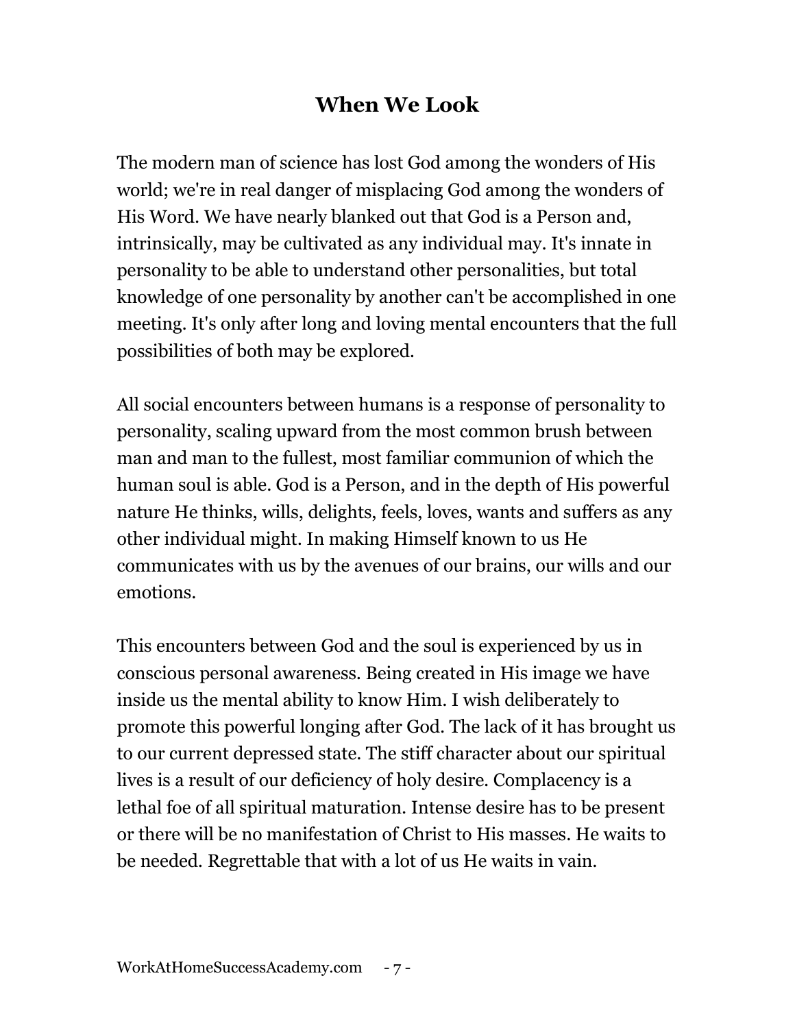## When We Look

The modern man of science has lost God among the wonders of His world; we're in real danger of misplacing God among the wonders of His Word. We have nearly blanked out that God is a Person and, intrinsically, may be cultivated as any individual may. It's innate in personality to be able to understand other personalities, but total knowledge of one personality by another can't be accomplished in one meeting. It's only after long and loving mental encounters that the full possibilities of both may be explored.

All social encounters between humans is a response of personality to personality, scaling upward from the most common brush between man and man to the fullest, most familiar communion of which the human soul is able. God is a Person, and in the depth of His powerful nature He thinks, wills, delights, feels, loves, wants and suffers as any other individual might. In making Himself known to us He communicates with us by the avenues of our brains, our wills and our emotions.

This encounters between God and the soul is experienced by us in conscious personal awareness. Being created in His image we have inside us the mental ability to know Him. I wish deliberately to promote this powerful longing after God. The lack of it has brought us to our current depressed state. The stiff character about our spiritual lives is a result of our deficiency of holy desire. Complacency is a lethal foe of all spiritual maturation. Intense desire has to be present or there will be no manifestation of Christ to His masses. He waits to be needed. Regrettable that with a lot of us He waits in vain.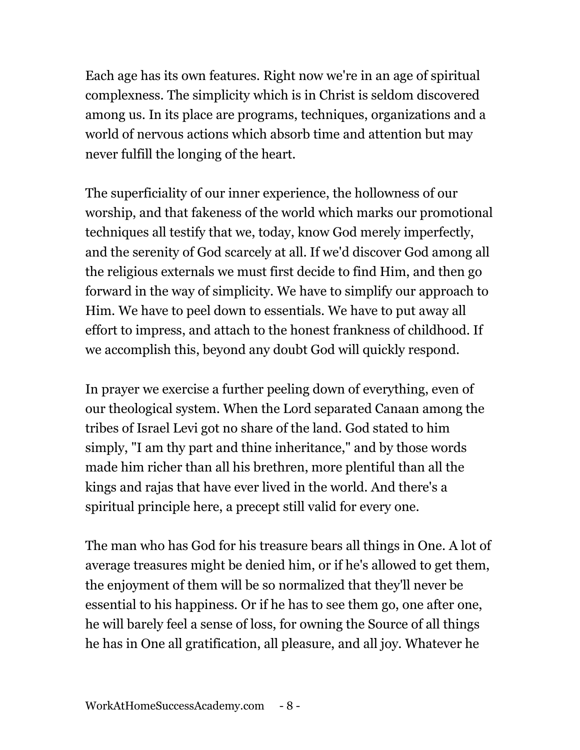Each age has its own features. Right now we're in an age of spiritual complexness. The simplicity which is in Christ is seldom discovered among us. In its place are programs, techniques, organizations and a world of nervous actions which absorb time and attention but may never fulfill the longing of the heart.

The superficiality of our inner experience, the hollowness of our worship, and that fakeness of the world which marks our promotional techniques all testify that we, today, know God merely imperfectly, and the serenity of God scarcely at all. If we'd discover God among all the religious externals we must first decide to find Him, and then go forward in the way of simplicity. We have to simplify our approach to Him. We have to peel down to essentials. We have to put away all effort to impress, and attach to the honest frankness of childhood. If we accomplish this, beyond any doubt God will quickly respond.

In prayer we exercise a further peeling down of everything, even of our theological system. When the Lord separated Canaan among the tribes of Israel Levi got no share of the land. God stated to him simply, "I am thy part and thine inheritance," and by those words made him richer than all his brethren, more plentiful than all the kings and rajas that have ever lived in the world. And there's a spiritual principle here, a precept still valid for every one.

The man who has God for his treasure bears all things in One. A lot of average treasures might be denied him, or if he's allowed to get them, the enjoyment of them will be so normalized that they'll never be essential to his happiness. Or if he has to see them go, one after one, he will barely feel a sense of loss, for owning the Source of all things he has in One all gratification, all pleasure, and all joy. Whatever he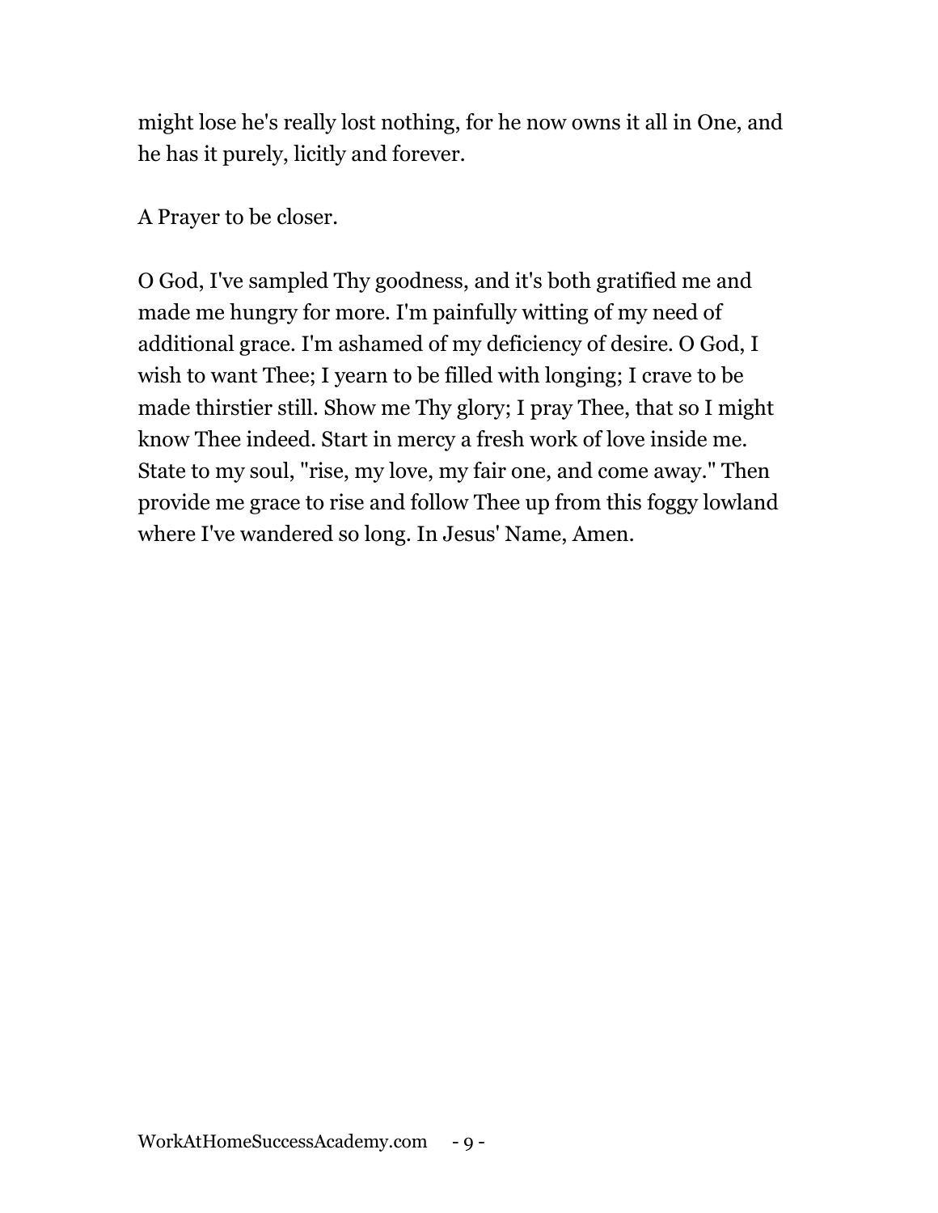might lose he's really lost nothing, for he now owns it all in One, and he has it purely, licitly and forever.

A Prayer to be closer.

O God, I've sampled Thy goodness, and it's both gratified me and made me hungry for more. I'm painfully witting of my need of additional grace. I'm ashamed of my deficiency of desire. O God, I wish to want Thee; I yearn to be filled with longing; I crave to be made thirstier still. Show me Thy glory; I pray Thee, that so I might know Thee indeed. Start in mercy a fresh work of love inside me. State to my soul, "rise, my love, my fair one, and come away." Then provide me grace to rise and follow Thee up from this foggy lowland where I've wandered so long. In Jesus' Name, Amen.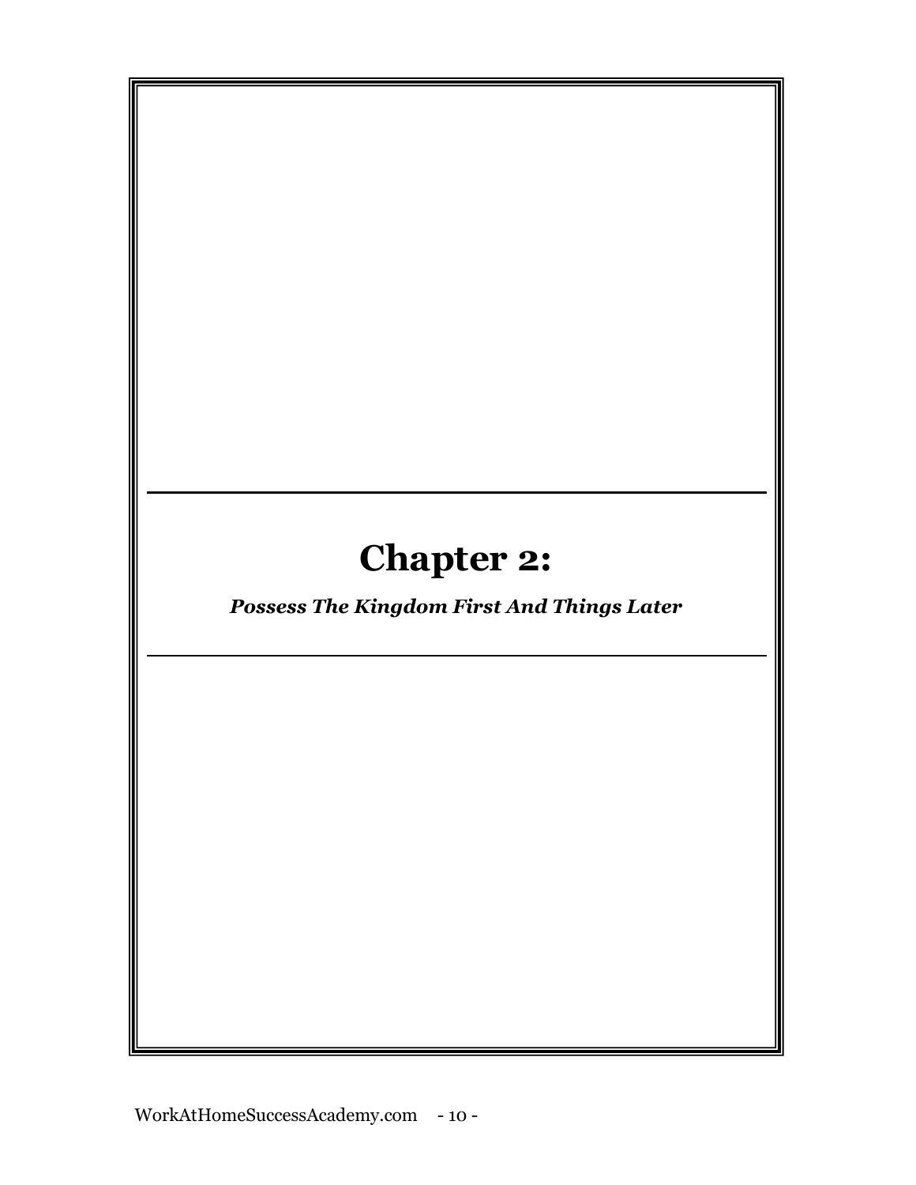# Chapter 2:

***Possess The Kingdom First And Things Later***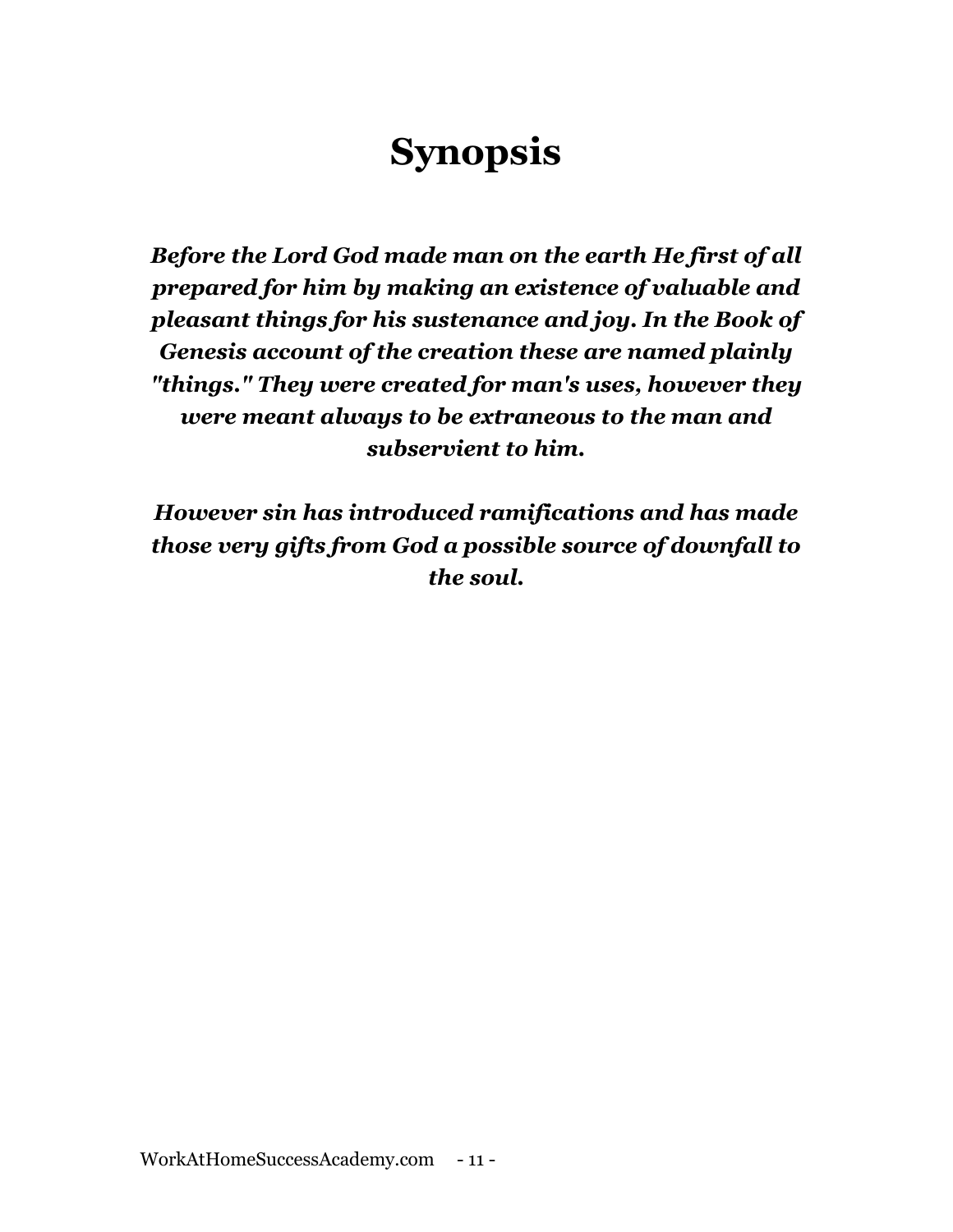# Synopsis

***Before the Lord God made man on the earth He first of all prepared for him by making an existence of valuable and pleasant things for his sustenance and joy. In the Book of Genesis account of the creation these are named plainly "things." They were created for man's uses, however they were meant always to be extraneous to the man and subservient to him.***

***However sin has introduced ramifications and has made those very gifts from God a possible source of downfall to the soul.***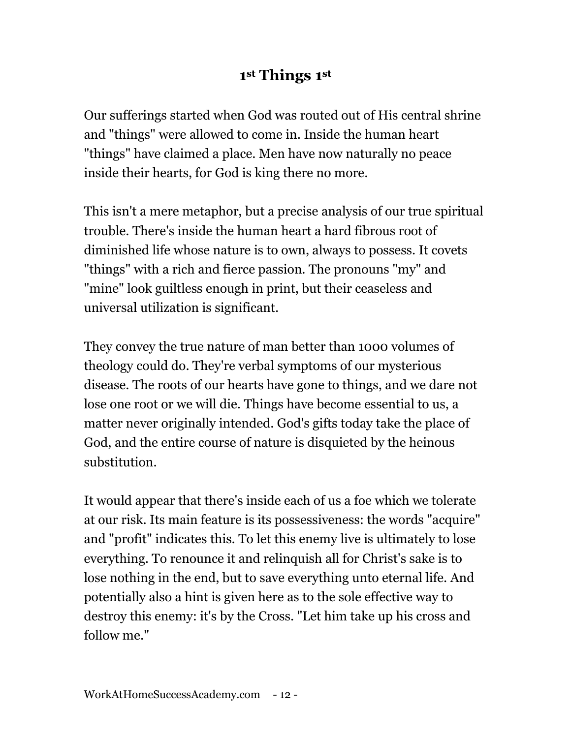# 1st Things 1st

Our sufferings started when God was routed out of His central shrine and "things" were allowed to come in. Inside the human heart "things" have claimed a place. Men have now naturally no peace inside their hearts, for God is king there no more.

This isn't a mere metaphor, but a precise analysis of our true spiritual trouble. There's inside the human heart a hard fibrous root of diminished life whose nature is to own, always to possess. It covets "things" with a rich and fierce passion. The pronouns "my" and "mine" look guiltless enough in print, but their ceaseless and universal utilization is significant.

They convey the true nature of man better than 1000 volumes of theology could do. They're verbal symptoms of our mysterious disease. The roots of our hearts have gone to things, and we dare not lose one root or we will die. Things have become essential to us, a matter never originally intended. God's gifts today take the place of God, and the entire course of nature is disquieted by the heinous substitution.

It would appear that there's inside each of us a foe which we tolerate at our risk. Its main feature is its possessiveness: the words "acquire" and "profit" indicates this. To let this enemy live is ultimately to lose everything. To renounce it and relinquish all for Christ's sake is to lose nothing in the end, but to save everything unto eternal life. And potentially also a hint is given here as to the sole effective way to destroy this enemy: it's by the Cross. "Let him take up his cross and follow me."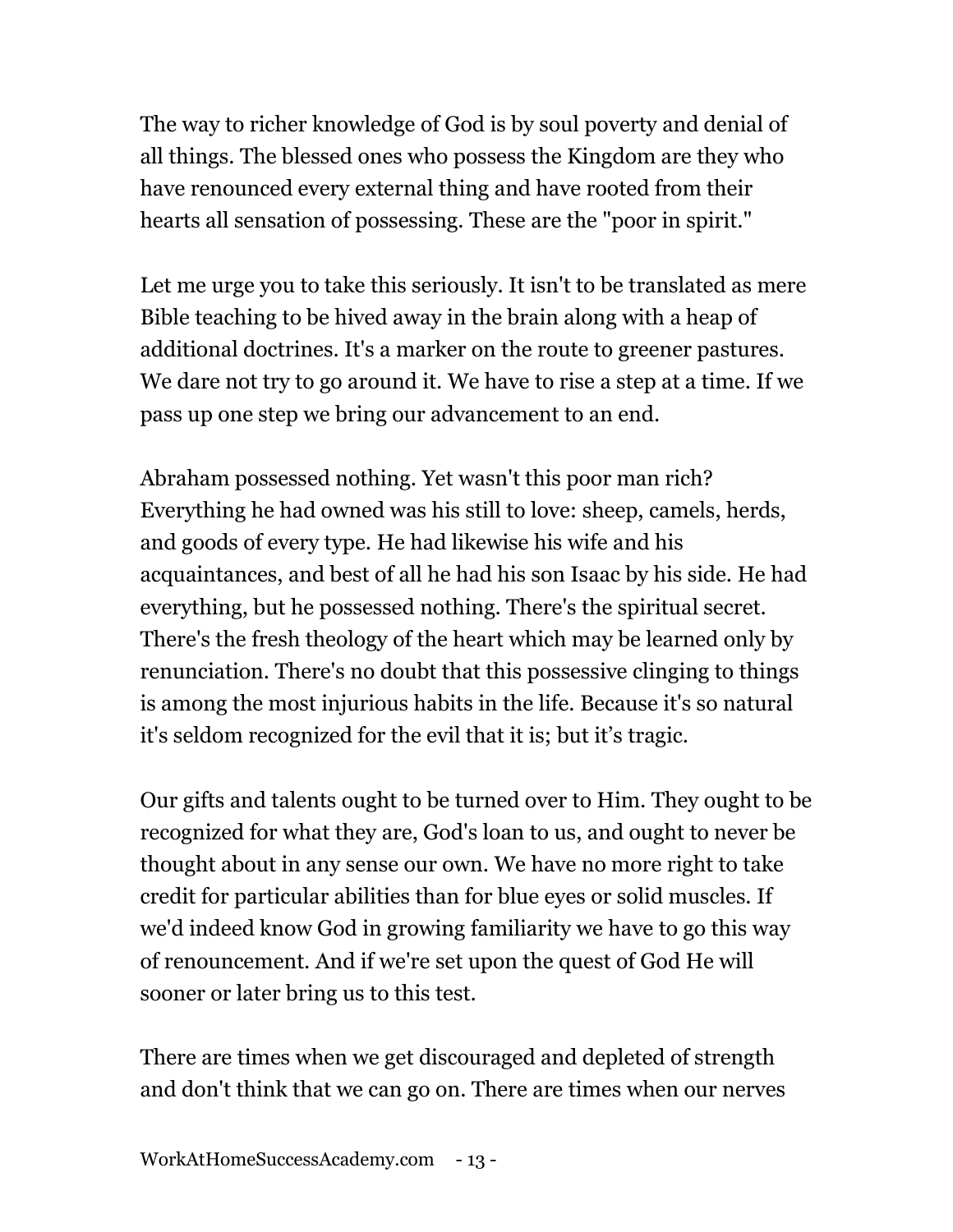The way to richer knowledge of God is by soul poverty and denial of all things. The blessed ones who possess the Kingdom are they who have renounced every external thing and have rooted from their hearts all sensation of possessing. These are the "poor in spirit."

Let me urge you to take this seriously. It isn't to be translated as mere Bible teaching to be hived away in the brain along with a heap of additional doctrines. It's a marker on the route to greener pastures. We dare not try to go around it. We have to rise a step at a time. If we pass up one step we bring our advancement to an end.

Abraham possessed nothing. Yet wasn't this poor man rich? Everything he had owned was his still to love: sheep, camels, herds, and goods of every type. He had likewise his wife and his acquaintances, and best of all he had his son Isaac by his side. He had everything, but he possessed nothing. There's the spiritual secret. There's the fresh theology of the heart which may be learned only by renunciation. There's no doubt that this possessive clinging to things is among the most injurious habits in the life. Because it's so natural it's seldom recognized for the evil that it is; but it's tragic.

Our gifts and talents ought to be turned over to Him. They ought to be recognized for what they are, God's loan to us, and ought to never be thought about in any sense our own. We have no more right to take credit for particular abilities than for blue eyes or solid muscles. If we'd indeed know God in growing familiarity we have to go this way of renouncement. And if we're set upon the quest of God He will sooner or later bring us to this test.

There are times when we get discouraged and depleted of strength and don't think that we can go on. There are times when our nerves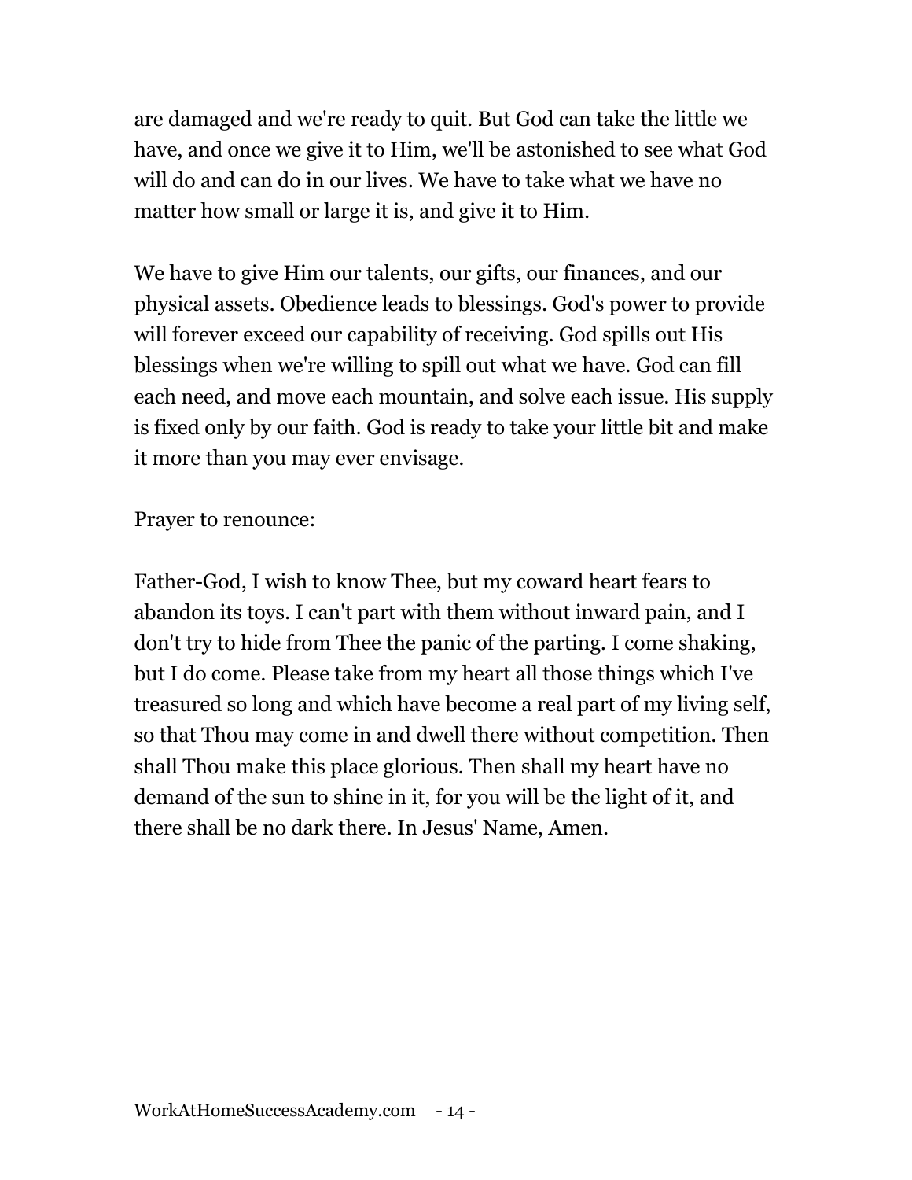are damaged and we're ready to quit. But God can take the little we have, and once we give it to Him, we'll be astonished to see what God will do and can do in our lives. We have to take what we have no matter how small or large it is, and give it to Him.

We have to give Him our talents, our gifts, our finances, and our physical assets. Obedience leads to blessings. God's power to provide will forever exceed our capability of receiving. God spills out His blessings when we're willing to spill out what we have. God can fill each need, and move each mountain, and solve each issue. His supply is fixed only by our faith. God is ready to take your little bit and make it more than you may ever envisage.

Prayer to renounce:

Father-God, I wish to know Thee, but my coward heart fears to abandon its toys. I can't part with them without inward pain, and I don't try to hide from Thee the panic of the parting. I come shaking, but I do come. Please take from my heart all those things which I've treasured so long and which have become a real part of my living self, so that Thou may come in and dwell there without competition. Then shall Thou make this place glorious. Then shall my heart have no demand of the sun to shine in it, for you will be the light of it, and there shall be no dark there. In Jesus' Name, Amen.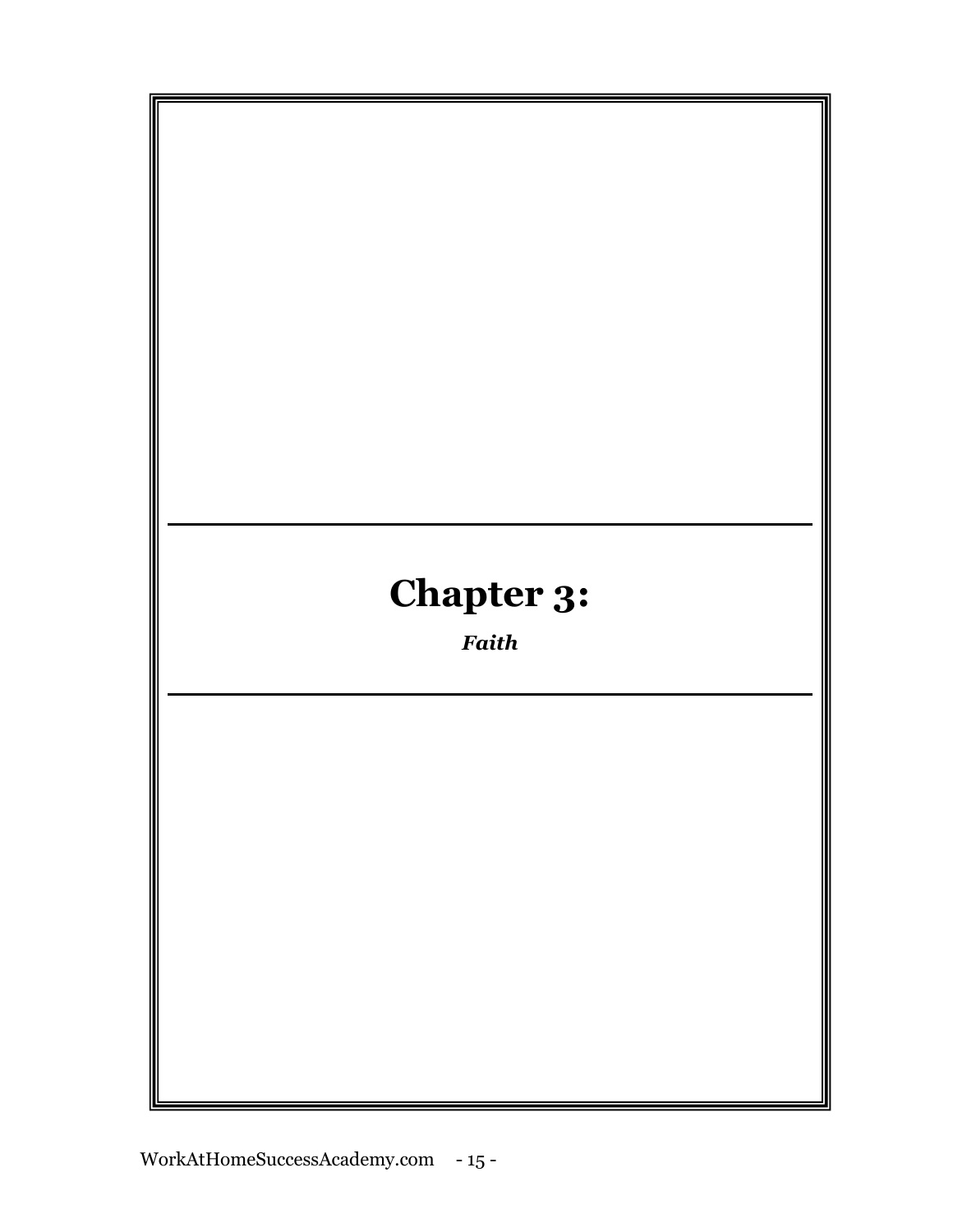# Chapter 3:

***Faith***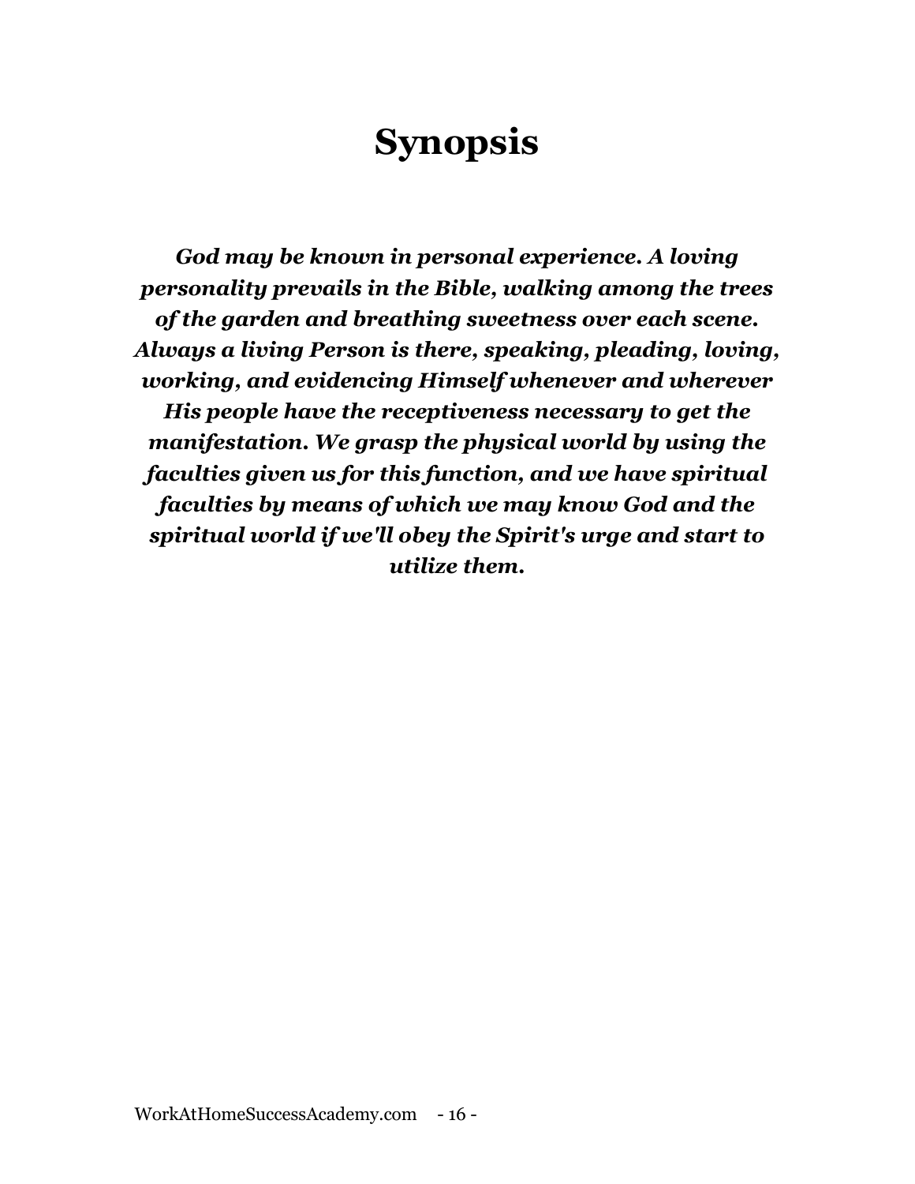# Synopsis

***God may be known in personal experience. A loving personality prevails in the Bible, walking among the trees of the garden and breathing sweetness over each scene. Always a living Person is there, speaking, pleading, loving, working, and evidencing Himself whenever and wherever His people have the receptiveness necessary to get the manifestation. We grasp the physical world by using the faculties given us for this function, and we have spiritual faculties by means of which we may know God and the spiritual world if we'll obey the Spirit's urge and start to utilize them.***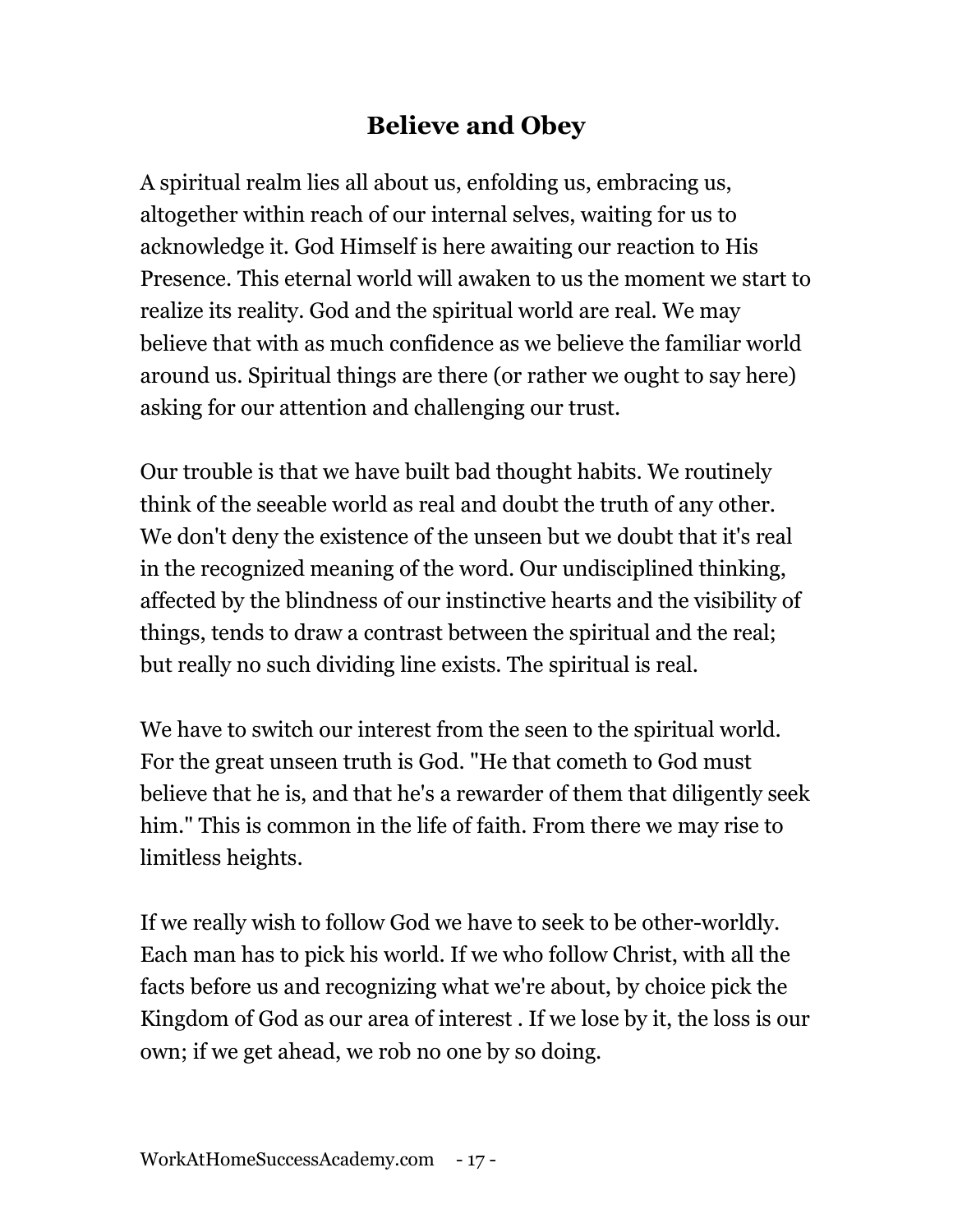## Believe and Obey

A spiritual realm lies all about us, enfolding us, embracing us, altogether within reach of our internal selves, waiting for us to acknowledge it. God Himself is here awaiting our reaction to His Presence. This eternal world will awaken to us the moment we start to realize its reality. God and the spiritual world are real. We may believe that with as much confidence as we believe the familiar world around us. Spiritual things are there (or rather we ought to say here) asking for our attention and challenging our trust.

Our trouble is that we have built bad thought habits. We routinely think of the seeable world as real and doubt the truth of any other. We don't deny the existence of the unseen but we doubt that it's real in the recognized meaning of the word. Our undisciplined thinking, affected by the blindness of our instinctive hearts and the visibility of things, tends to draw a contrast between the spiritual and the real; but really no such dividing line exists. The spiritual is real.

We have to switch our interest from the seen to the spiritual world. For the great unseen truth is God. "He that cometh to God must believe that he is, and that he's a rewarder of them that diligently seek him." This is common in the life of faith. From there we may rise to limitless heights.

If we really wish to follow God we have to seek to be other-worldly. Each man has to pick his world. If we who follow Christ, with all the facts before us and recognizing what we're about, by choice pick the Kingdom of God as our area of interest . If we lose by it, the loss is our own; if we get ahead, we rob no one by so doing.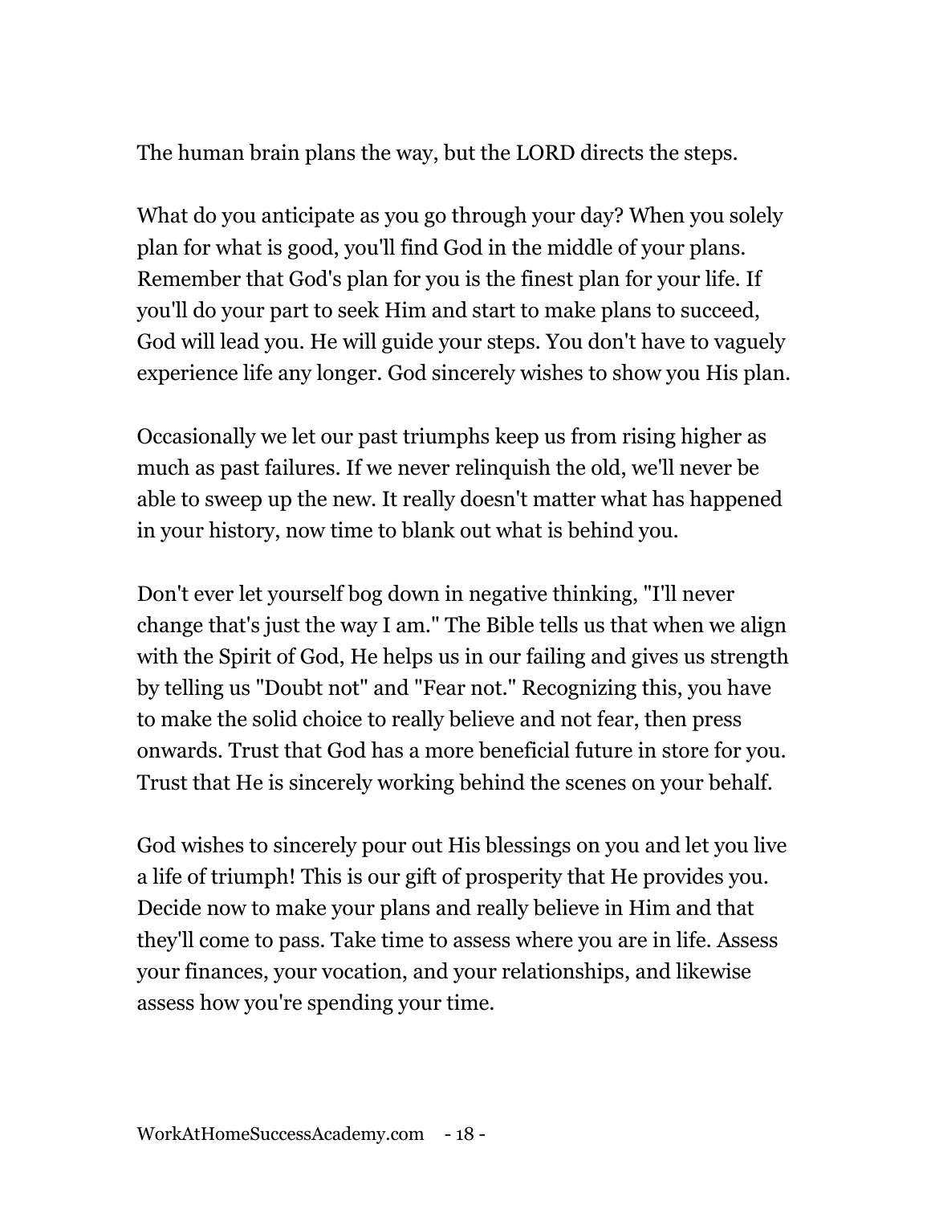The human brain plans the way, but the LORD directs the steps.

What do you anticipate as you go through your day? When you solely plan for what is good, you'll find God in the middle of your plans. Remember that God's plan for you is the finest plan for your life. If you'll do your part to seek Him and start to make plans to succeed, God will lead you. He will guide your steps. You don't have to vaguely experience life any longer. God sincerely wishes to show you His plan.

Occasionally we let our past triumphs keep us from rising higher as much as past failures. If we never relinquish the old, we'll never be able to sweep up the new. It really doesn't matter what has happened in your history, now time to blank out what is behind you.

Don't ever let yourself bog down in negative thinking, "I'll never change that's just the way I am." The Bible tells us that when we align with the Spirit of God, He helps us in our failing and gives us strength by telling us "Doubt not" and "Fear not." Recognizing this, you have to make the solid choice to really believe and not fear, then press onwards. Trust that God has a more beneficial future in store for you. Trust that He is sincerely working behind the scenes on your behalf.

God wishes to sincerely pour out His blessings on you and let you live a life of triumph! This is our gift of prosperity that He provides you. Decide now to make your plans and really believe in Him and that they'll come to pass. Take time to assess where you are in life. Assess your finances, your vocation, and your relationships, and likewise assess how you're spending your time.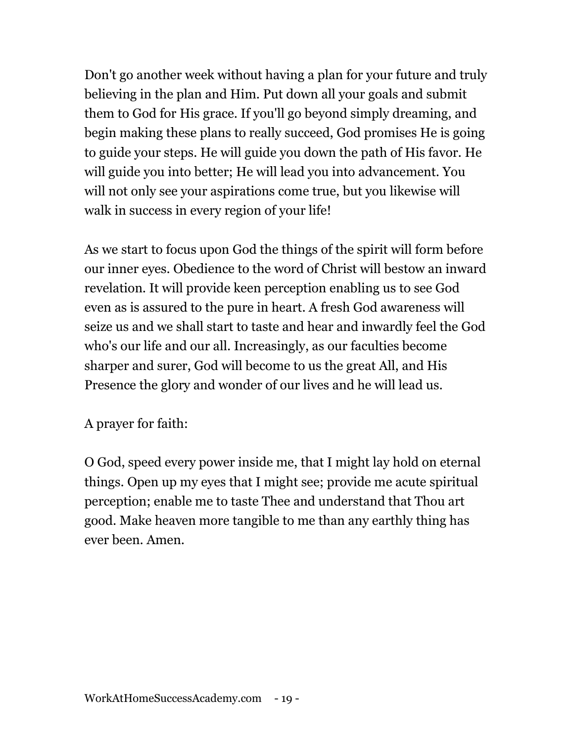Don't go another week without having a plan for your future and truly believing in the plan and Him. Put down all your goals and submit them to God for His grace. If you'll go beyond simply dreaming, and begin making these plans to really succeed, God promises He is going to guide your steps. He will guide you down the path of His favor. He will guide you into better; He will lead you into advancement. You will not only see your aspirations come true, but you likewise will walk in success in every region of your life!

As we start to focus upon God the things of the spirit will form before our inner eyes. Obedience to the word of Christ will bestow an inward revelation. It will provide keen perception enabling us to see God even as is assured to the pure in heart. A fresh God awareness will seize us and we shall start to taste and hear and inwardly feel the God who's our life and our all. Increasingly, as our faculties become sharper and surer, God will become to us the great All, and His Presence the glory and wonder of our lives and he will lead us.

A prayer for faith:

O God, speed every power inside me, that I might lay hold on eternal things. Open up my eyes that I might see; provide me acute spiritual perception; enable me to taste Thee and understand that Thou art good. Make heaven more tangible to me than any earthly thing has ever been. Amen.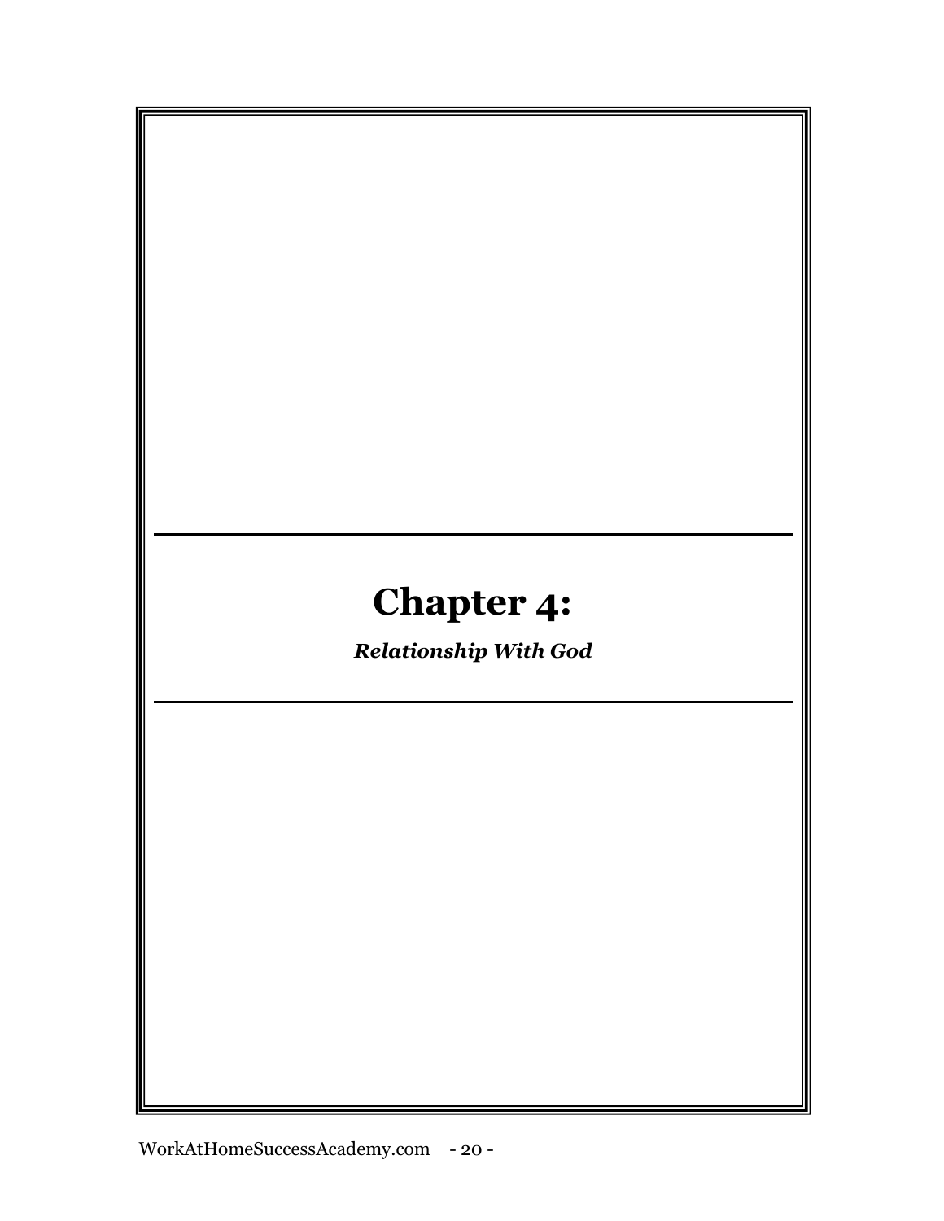# Chapter 4:

***Relationship With God***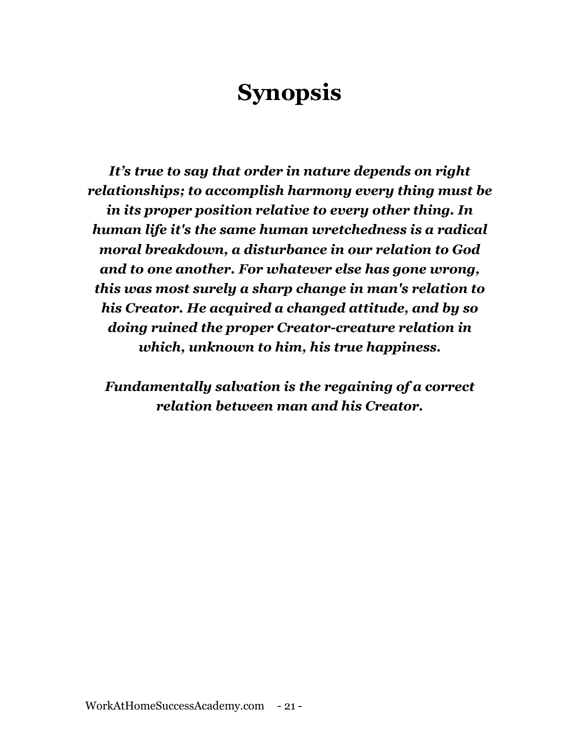# Synopsis

***It's true to say that order in nature depends on right relationships; to accomplish harmony every thing must be in its proper position relative to every other thing. In human life it's the same human wretchedness is a radical moral breakdown, a disturbance in our relation to God and to one another. For whatever else has gone wrong, this was most surely a sharp change in man's relation to his Creator. He acquired a changed attitude, and by so doing ruined the proper Creator-creature relation in which, unknown to him, his true happiness.***

***Fundamentally salvation is the regaining of a correct relation between man and his Creator.***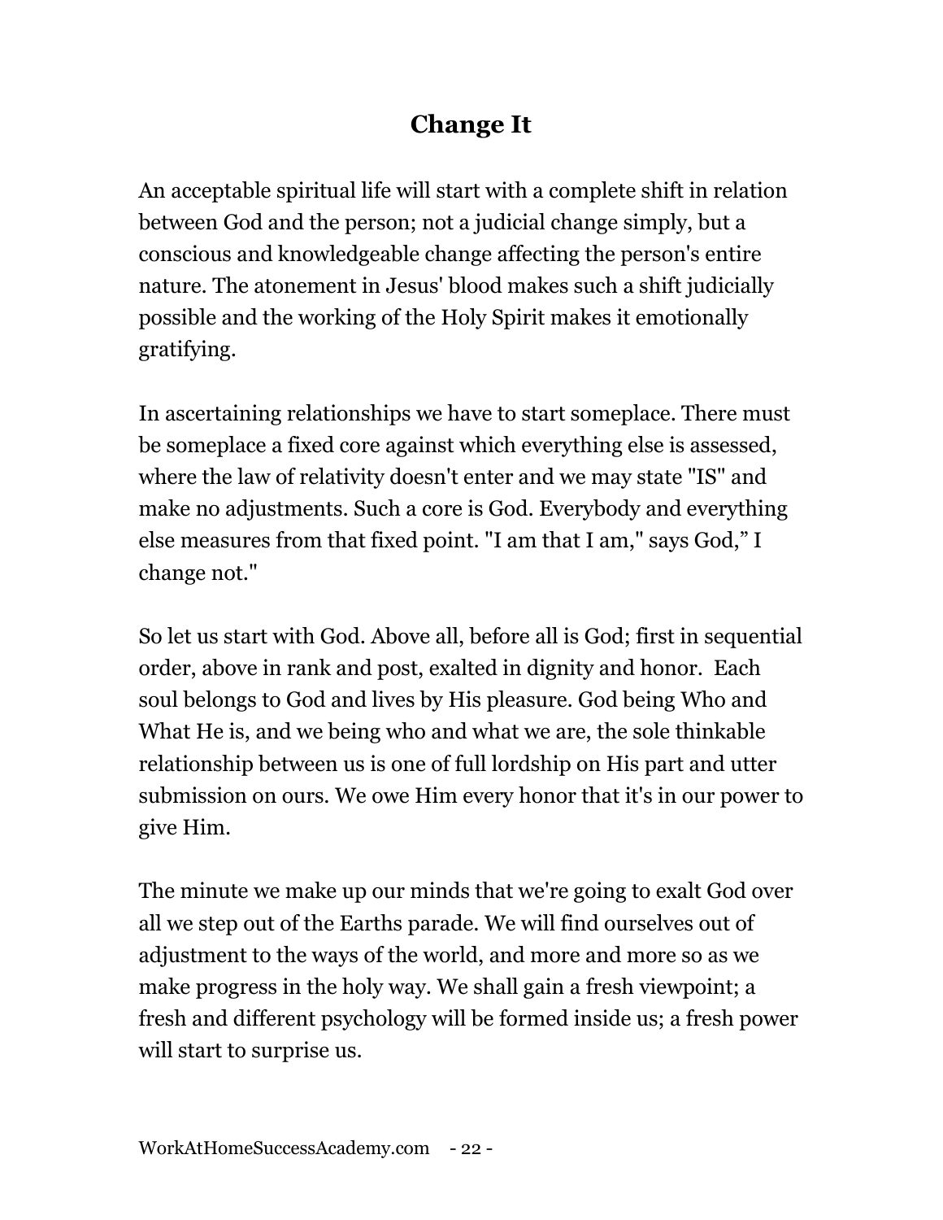# Change It

An acceptable spiritual life will start with a complete shift in relation between God and the person; not a judicial change simply, but a conscious and knowledgeable change affecting the person's entire nature. The atonement in Jesus' blood makes such a shift judicially possible and the working of the Holy Spirit makes it emotionally gratifying.

In ascertaining relationships we have to start someplace. There must be someplace a fixed core against which everything else is assessed, where the law of relativity doesn't enter and we may state "IS" and make no adjustments. Such a core is God. Everybody and everything else measures from that fixed point. "I am that I am," says God," I change not."

So let us start with God. Above all, before all is God; first in sequential order, above in rank and post, exalted in dignity and honor. Each soul belongs to God and lives by His pleasure. God being Who and What He is, and we being who and what we are, the sole thinkable relationship between us is one of full lordship on His part and utter submission on ours. We owe Him every honor that it's in our power to give Him.

The minute we make up our minds that we're going to exalt God over all we step out of the Earths parade. We will find ourselves out of adjustment to the ways of the world, and more and more so as we make progress in the holy way. We shall gain a fresh viewpoint; a fresh and different psychology will be formed inside us; a fresh power will start to surprise us.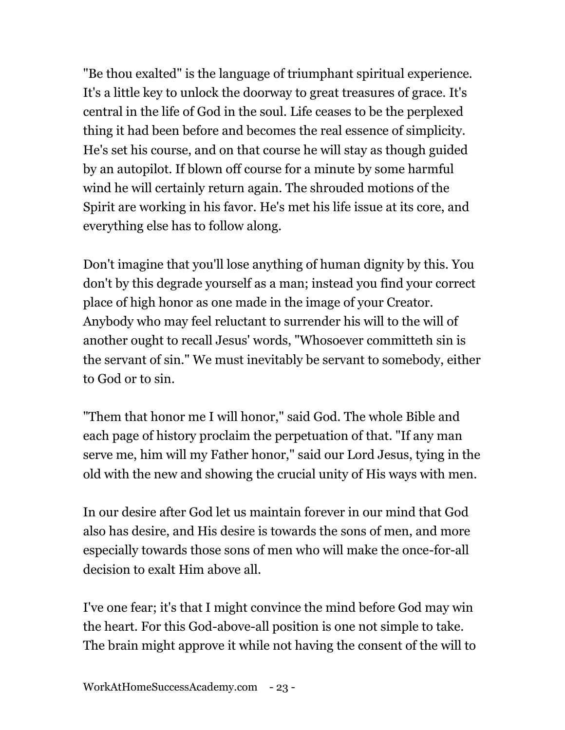"Be thou exalted" is the language of triumphant spiritual experience. It's a little key to unlock the doorway to great treasures of grace. It's central in the life of God in the soul. Life ceases to be the perplexed thing it had been before and becomes the real essence of simplicity. He's set his course, and on that course he will stay as though guided by an autopilot. If blown off course for a minute by some harmful wind he will certainly return again. The shrouded motions of the Spirit are working in his favor. He's met his life issue at its core, and everything else has to follow along.

Don't imagine that you'll lose anything of human dignity by this. You don't by this degrade yourself as a man; instead you find your correct place of high honor as one made in the image of your Creator. Anybody who may feel reluctant to surrender his will to the will of another ought to recall Jesus' words, "Whosoever committeth sin is the servant of sin." We must inevitably be servant to somebody, either to God or to sin.

"Them that honor me I will honor," said God. The whole Bible and each page of history proclaim the perpetuation of that. "If any man serve me, him will my Father honor," said our Lord Jesus, tying in the old with the new and showing the crucial unity of His ways with men.

In our desire after God let us maintain forever in our mind that God also has desire, and His desire is towards the sons of men, and more especially towards those sons of men who will make the once-for-all decision to exalt Him above all.

I've one fear; it's that I might convince the mind before God may win the heart. For this God-above-all position is one not simple to take. The brain might approve it while not having the consent of the will to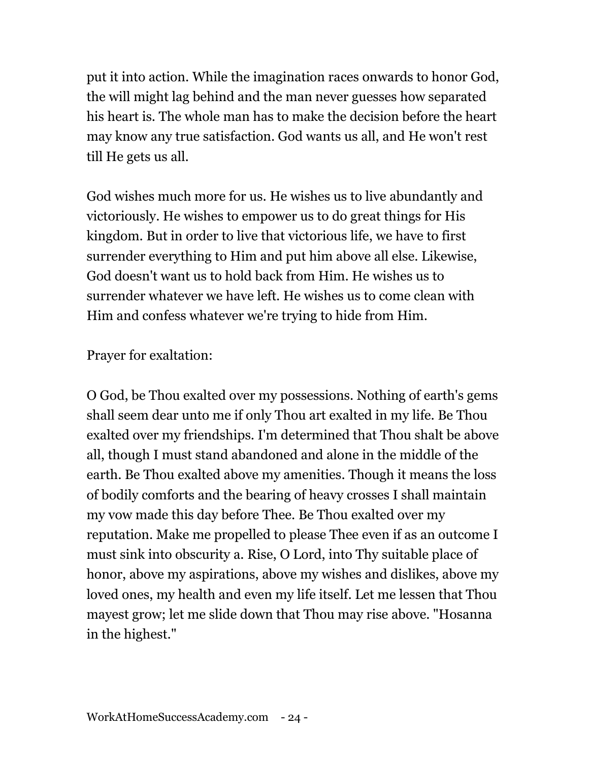put it into action. While the imagination races onwards to honor God, the will might lag behind and the man never guesses how separated his heart is. The whole man has to make the decision before the heart may know any true satisfaction. God wants us all, and He won't rest till He gets us all.

God wishes much more for us. He wishes us to live abundantly and victoriously. He wishes to empower us to do great things for His kingdom. But in order to live that victorious life, we have to first surrender everything to Him and put him above all else. Likewise, God doesn't want us to hold back from Him. He wishes us to surrender whatever we have left. He wishes us to come clean with Him and confess whatever we're trying to hide from Him.

Prayer for exaltation:

O God, be Thou exalted over my possessions. Nothing of earth's gems shall seem dear unto me if only Thou art exalted in my life. Be Thou exalted over my friendships. I'm determined that Thou shalt be above all, though I must stand abandoned and alone in the middle of the earth. Be Thou exalted above my amenities. Though it means the loss of bodily comforts and the bearing of heavy crosses I shall maintain my vow made this day before Thee. Be Thou exalted over my reputation. Make me propelled to please Thee even if as an outcome I must sink into obscurity a. Rise, O Lord, into Thy suitable place of honor, above my aspirations, above my wishes and dislikes, above my loved ones, my health and even my life itself. Let me lessen that Thou mayest grow; let me slide down that Thou may rise above. "Hosanna in the highest."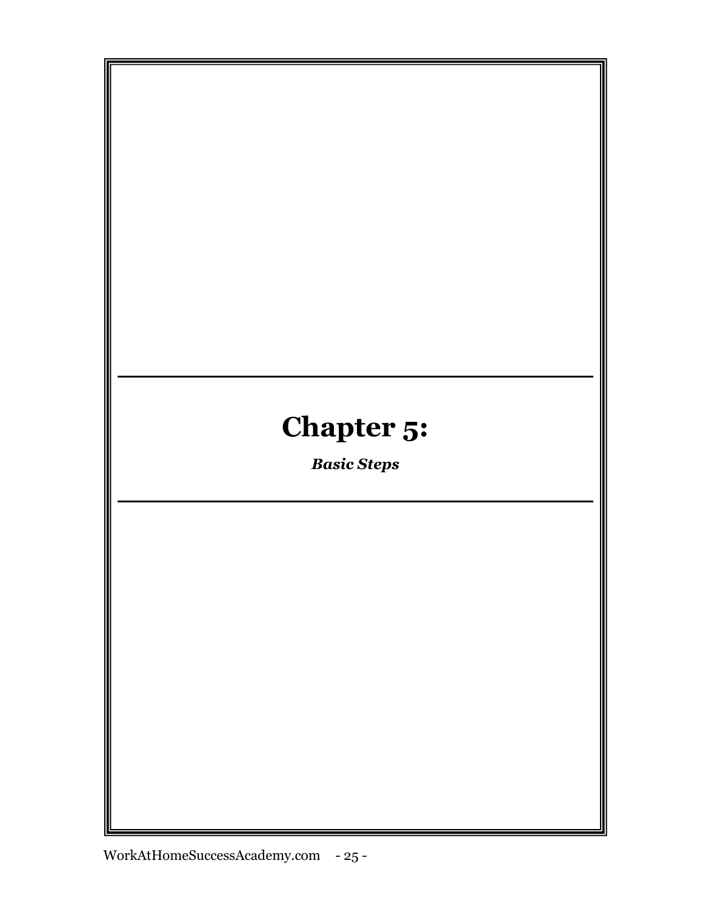# Chapter 5:

***Basic Steps***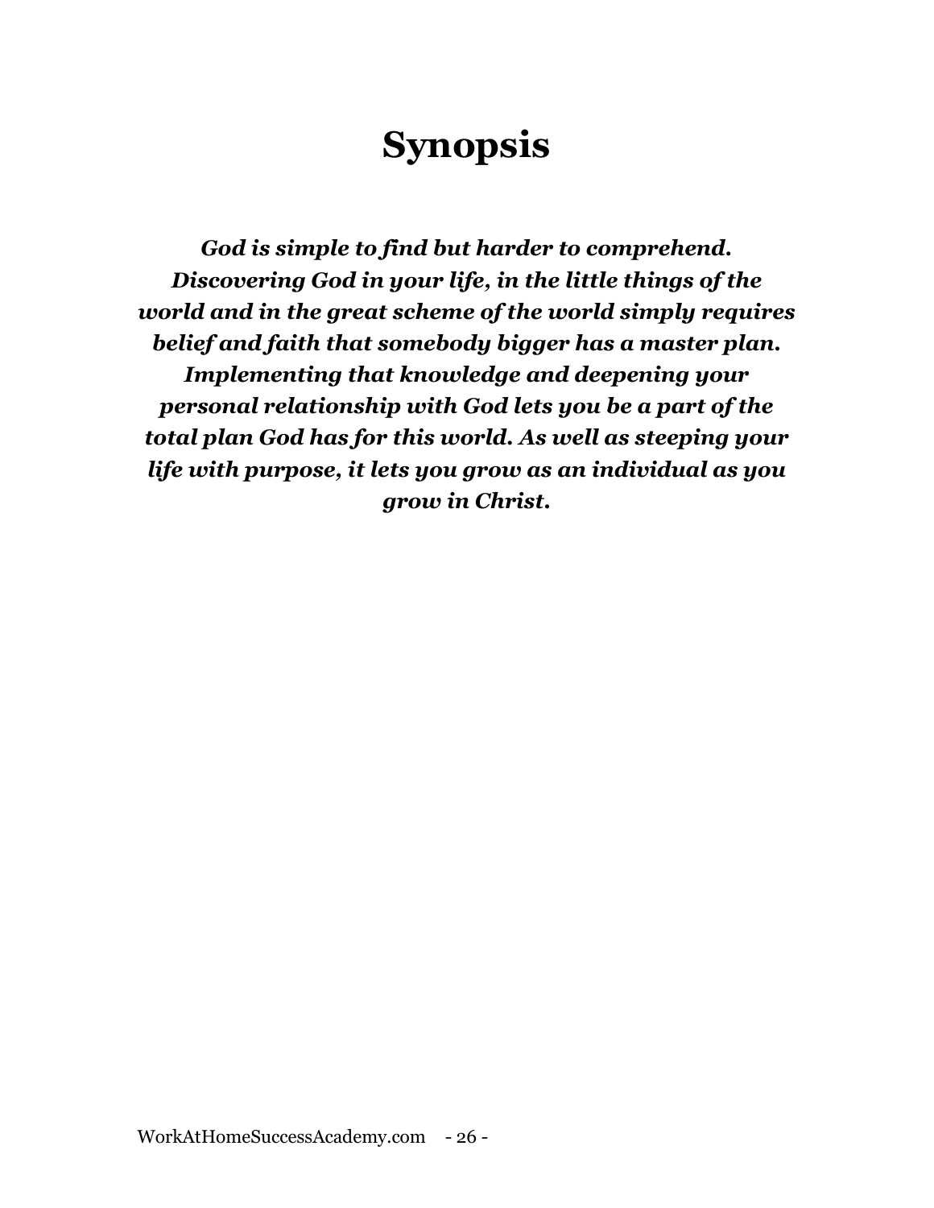# Synopsis

***God is simple to find but harder to comprehend. Discovering God in your life, in the little things of the world and in the great scheme of the world simply requires belief and faith that somebody bigger has a master plan. Implementing that knowledge and deepening your personal relationship with God lets you be a part of the total plan God has for this world. As well as steeping your life with purpose, it lets you grow as an individual as you grow in Christ.***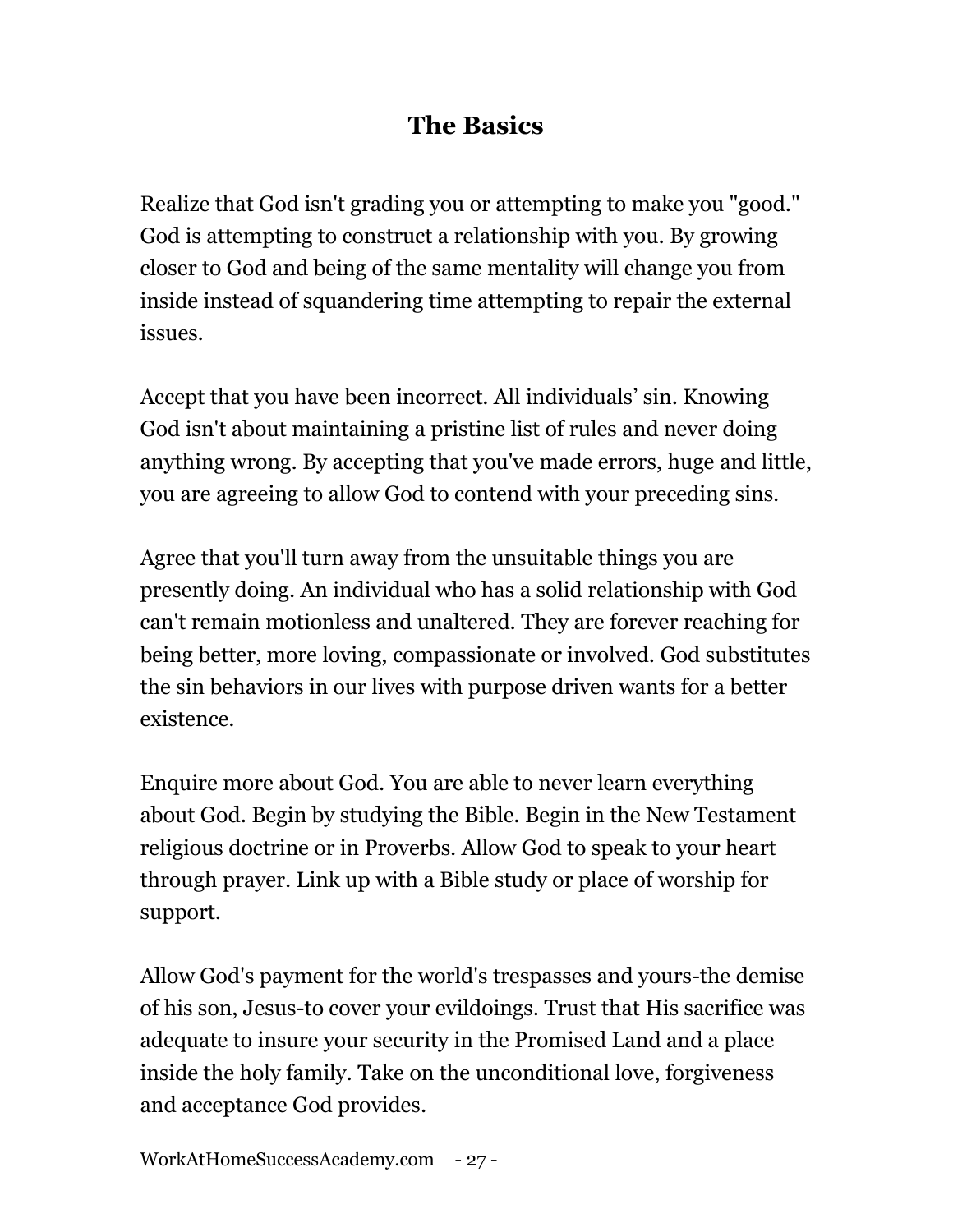## The Basics

Realize that God isn't grading you or attempting to make you "good." God is attempting to construct a relationship with you. By growing closer to God and being of the same mentality will change you from inside instead of squandering time attempting to repair the external issues.

Accept that you have been incorrect. All individuals' sin. Knowing God isn't about maintaining a pristine list of rules and never doing anything wrong. By accepting that you've made errors, huge and little, you are agreeing to allow God to contend with your preceding sins.

Agree that you'll turn away from the unsuitable things you are presently doing. An individual who has a solid relationship with God can't remain motionless and unaltered. They are forever reaching for being better, more loving, compassionate or involved. God substitutes the sin behaviors in our lives with purpose driven wants for a better existence.

Enquire more about God. You are able to never learn everything about God. Begin by studying the Bible. Begin in the New Testament religious doctrine or in Proverbs. Allow God to speak to your heart through prayer. Link up with a Bible study or place of worship for support.

Allow God's payment for the world's trespasses and yours-the demise of his son, Jesus-to cover your evildoings. Trust that His sacrifice was adequate to insure your security in the Promised Land and a place inside the holy family. Take on the unconditional love, forgiveness and acceptance God provides.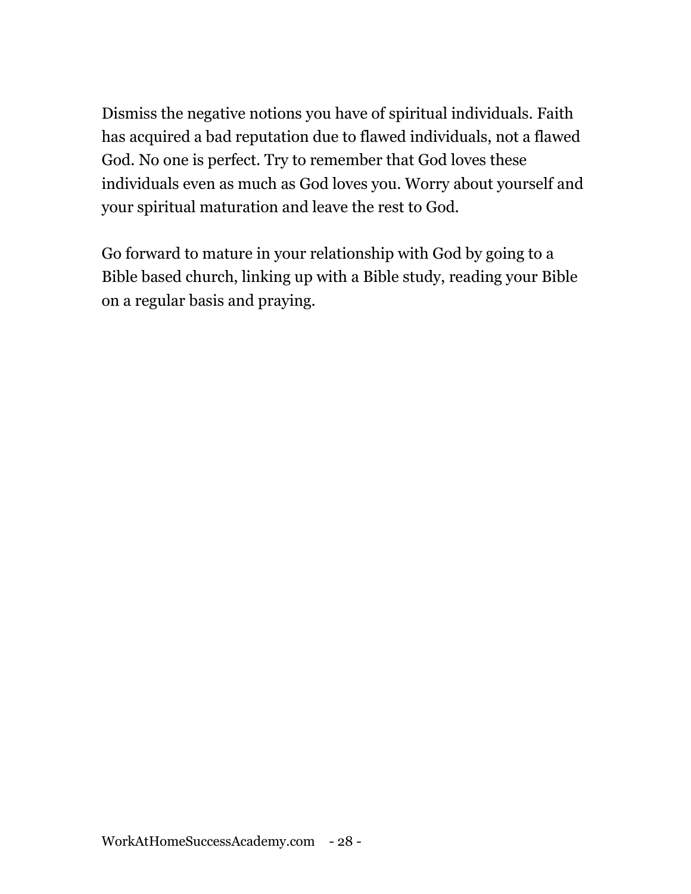Dismiss the negative notions you have of spiritual individuals. Faith has acquired a bad reputation due to flawed individuals, not a flawed God. No one is perfect. Try to remember that God loves these individuals even as much as God loves you. Worry about yourself and your spiritual maturation and leave the rest to God.

Go forward to mature in your relationship with God by going to a Bible based church, linking up with a Bible study, reading your Bible on a regular basis and praying.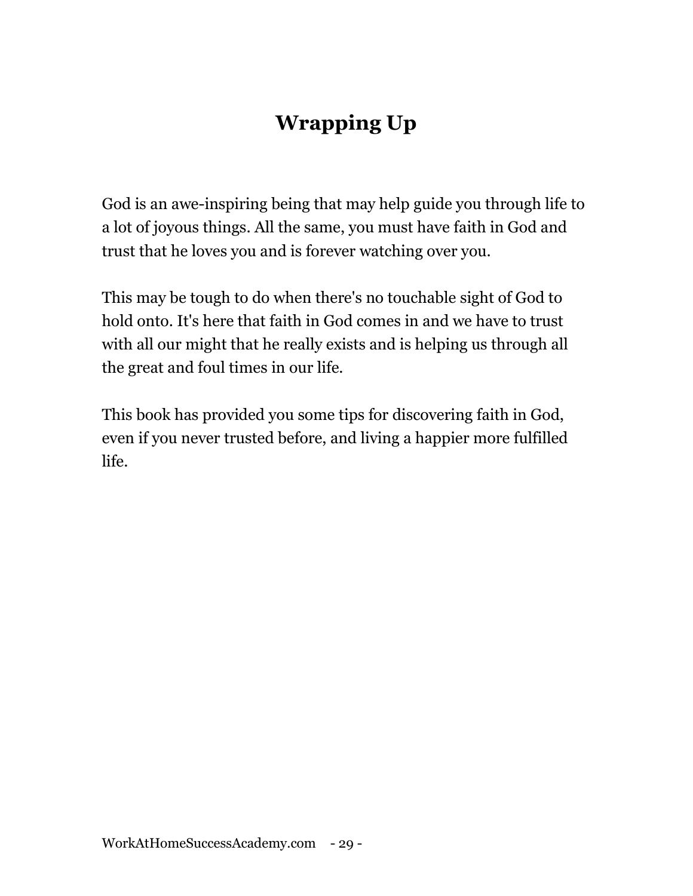# Wrapping Up

God is an awe-inspiring being that may help guide you through life to a lot of joyous things. All the same, you must have faith in God and trust that he loves you and is forever watching over you.

This may be tough to do when there's no touchable sight of God to hold onto. It's here that faith in God comes in and we have to trust with all our might that he really exists and is helping us through all the great and foul times in our life.

This book has provided you some tips for discovering faith in God, even if you never trusted before, and living a happier more fulfilled life.